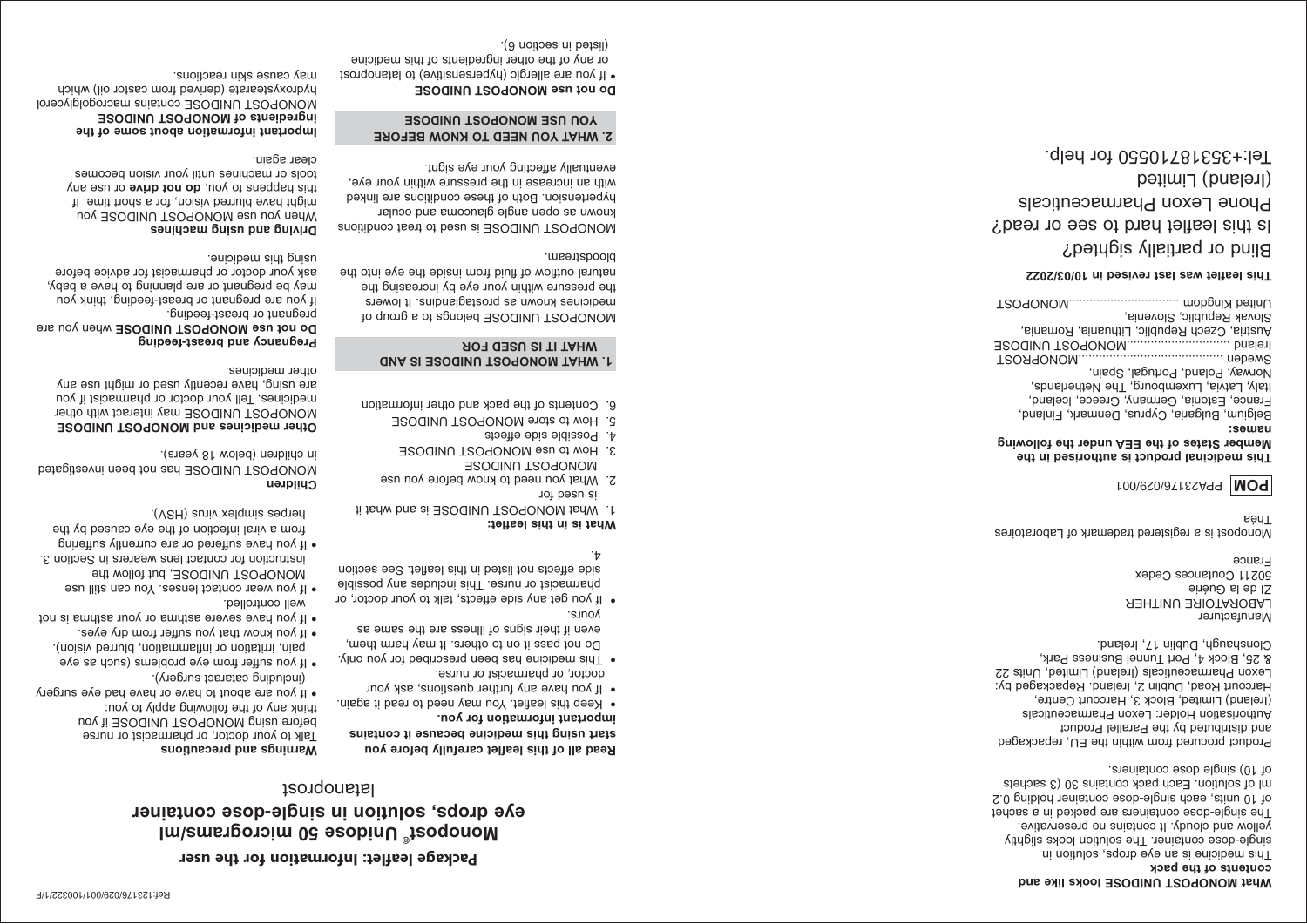# Package leaflet: Information for the user

## Monopost® Unidose 50 micrograms/ml eye drops, solution in single-dose container

latanoprost

**Read all of this leaflet carefully before you start using this medicine because it contains important information for you.**

- Keep this leaflet. You may need to read it again.
- If you have any further questions, ask your doctor or pharmacist or nurse.
- This medicine has been prescribed for you only. Do not pass it on to others. It may harm them, even if their signs of illness are the same as yours.
- If you get any side effects, talk to your doctor, or pharmacist or nurse. This includes any possible side effects not listed in this leaflet. See section 4.

**What is in this leaflet:**

1. What MONOPOST UNIDOSE is and what it is used for
2. What you need to know before you use MONOPOST UNIDOSE
3. How to use MONOPOST UNIDOSE
4. Possible side effects
5. How to store MONOPOST UNIDOSE
6. Contents of the pack and other information

## 1. WHAT MONOPOST UNIDOSE IS AND WHAT IT IS USED FOR

MONOPOST UNIDOSE belongs to a group of medicines known as prostaglandins. It lowers the pressure within your eye by increasing the natural outflow of fluid from inside the eye into the bloodstream.

MONOPOST UNIDOSE is used to treat conditions known as open angle glaucoma and ocular hypertension. Both of these conditions are linked with an increase in the pressure within your eye, eventually affecting your eye sight.

## 2. WHAT YOU NEED TO KNOW BEFORE YOU USE MONOPOST UNIDOSE

**Do not use MONOPOST UNIDOSE**

- If you are allergic (hypersensitive) to latanoprost or any of the other ingredients of this medicine (listed in section 6).

**Warnings and precautions**

Talk to your doctor, or pharmacist or nurse before using MONOPOST UNIDOSE if you think any of the following apply to you:

- If you are about to have or have had eye surgery (including cataract surgery).
- If you suffer from eye problems (such as eye pain, irritation or inflammation, blurred vision).
- If you know that you suffer from dry eyes.
- If you have severe asthma or your asthma is not well controlled.
- If you wear contact lenses. You can still use MONOPOST UNIDOSE, but follow the instruction for contact lens wearers in Section 3.
- If you have suffered or are currently suffering from a viral infection of the eye caused by the herpes simplex virus (HSV).

**Children**

MONOPOST UNIDOSE has not been investigated in children (below 18 years).

**Other medicines and MONOPOST UNIDOSE**

MONOPOST UNIDOSE may interact with other medicines. Tell your doctor or pharmacist if you are using, have recently used or might use any other medicines.

**Pregnancy and breast-feeding**

**Do not use MONOPOST UNIDOSE** when you are pregnant or breast-feeding.

If you are pregnant or breast-feeding, think you may be pregnant or are planning to have a baby, ask your doctor or pharmacist for advice before using this medicine.

**Driving and using machines**

When you use MONOPOST UNIDOSE you might have blurred vision, for a short time. If this happens to you, **do not drive** or use any tools or machines until your vision becomes clear again.

**Important information about some of the ingredients of MONOPOST UNIDOSE**

MONOPOST UNIDOSE contains macrogolglycerol hydroxystearate (derived from castor oil) which may cause skin reactions.

**What MONOPOST UNIDOSE looks like and contents of the pack**

This medicine is an eye drops, solution in single-dose container. The solution looks slightly yellow and cloudy. It contains no preservative. The single-dose containers are packed in a sachet of 10 units, each single-dose container holding 0.2 ml of solution. Each pack contains 30 (3 sachets of 10) single dose containers.

Product procured from within the EU, repackaged and distributed by the Parallel Product Authorisation Holder: Lexon Pharmaceuticals (Ireland) Limited, Block 3, Harcourt Centre, Harcourt Road, Dublin 2, Ireland. Repackaged by: Lexon Pharmaceuticals (Ireland) Limited, Units 22 & 25, Block 4, Port Tunnel Business Park, Clonshaugh, Dublin 17, Ireland.

Manufacturer
LABORATOIRE UNITHER
ZI de la Guérie
50211 Coutances Cedex
France

Monopost is a registered trademark of Laboratoires Théa

**POM** PPA23176/029/001

**This medicinal product is authorised in the Member States of the EEA under the following names:**

Belgium, Bulgaria, Cyprus, Denmark, Finland, France, Estonia, Germany, Greece, Iceland, Italy, Latvia, Luxembourg, The Netherlands, Norway, Poland, Portugal, Spain, Sweden .......................MONOPROST
Ireland .......................MONOPOST UNIDOSE
Austria, Czech Republic, Lithuania, Romania, Slovak Republic, Slovenia, United Kingdom .......................MONOPOST

**This leaflet was last revised in 10/03/2022**

Blind or partially sighted?
Is this leaflet hard to see or read?
Phone Lexon Pharmaceuticals (Ireland) Limited
Tel:+353187105550 for help.

Ref:123176/029/001/100322/1/F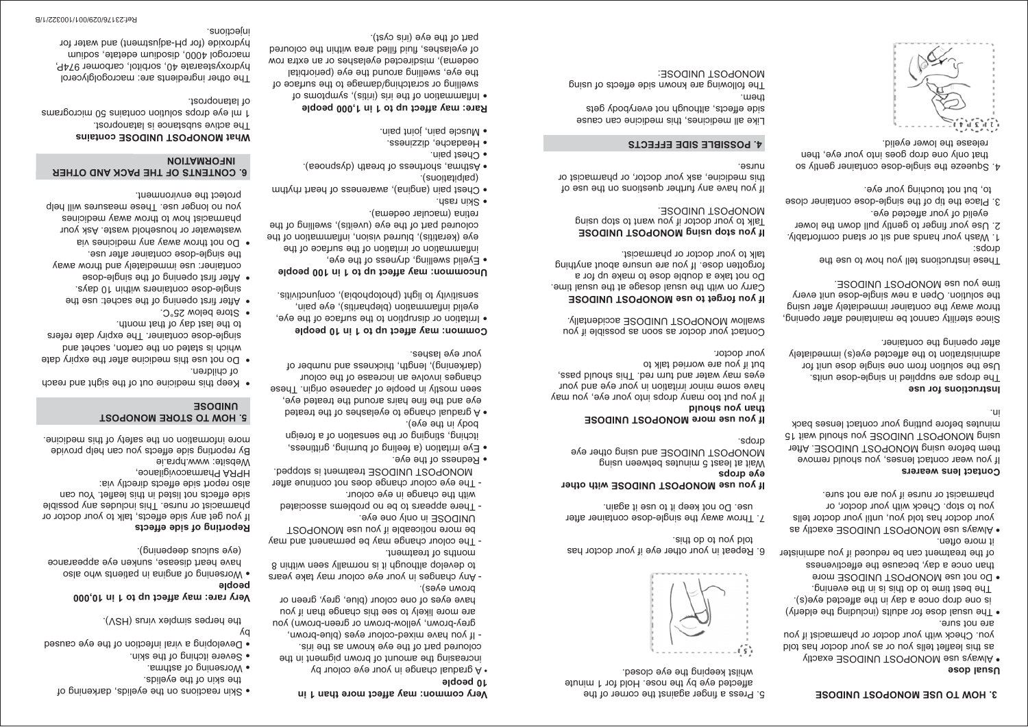## 3. HOW TO USE MONOPOST UNIDOSE

**Usual dose**

- Always use MONOPOST UNIDOSE exactly as this leaflet tells you or as your doctor has told you. Check with your doctor or pharmacist if you are not sure.
- The usual dose for adults (including the elderly) is one drop once a day in the affected eye(s). The best time to do this is in the evening.
- Do not use MONOPOST UNIDOSE more than once a day, because the effectiveness of the treatment can be reduced if you administer it more often.
- Always use MONOPOST UNIDOSE exactly as your doctor has told you, until your doctor tells you to stop. Check with your doctor, or pharmacist or nurse if you are not sure.

**Contact lens wearers**

If you wear contact lenses, you should remove them before using MONOPOST UNIDOSE. After using MONOPOST UNIDOSE you should wait 15 minutes before putting your contact lenses back in.

**Instructions for use**

The drops are supplied in single-dose units. Use the solution from one single dose unit for administration to the affected eye(s) immediately after opening the container.

Since sterility cannot be maintained after opening, throw away the container immediately after using the solution. Open a new single-dose unit every time you use MONOPOST UNIDOSE.

These instructions tell you how to use the drops:

1. Wash your hands and sit or stand comfortably.
2. Use your finger to gently pull down the lower eyelid of your affected eye.
3. Place the tip of the single-dose container close to, but not touching your eye.
4. Squeeze the single-dose container gently so that only one drop goes into your eye, then release the lower eyelid.
5. Press a finger against the corner of the affected eye by the nose. Hold for 1 minute whilst keeping the eye closed.
6. Repeat in your other eye if your doctor has told you to do this.
7. Throw away the single-dose container after use. Do not keep it to use it again.

**If you use MONOPOST UNIDOSE with other eye drops**

Wait at least 5 minutes between using MONOPOST UNIDOSE and using other eye drops.

**If you use more MONOPOST UNIDOSE than you should**

If you put too many drops into your eye, you may have some minor irritation in your eye and your eyes may water and turn red. This should pass, but if you are worried talk to your doctor.

Contact your doctor as soon as possible if you swallow MONOPOST UNIDOSE accidentally.

**If you forget to use MONOPOST UNIDOSE**

Carry on with the usual dosage at the usual time. Do not take a double dose to make up for a forgotten dose. If you are unsure about anything talk to your doctor or pharmacist.

**If you stop using MONOPOST UNIDOSE**

Talk to your doctor if you want to stop using MONOPOST UNIDOSE.

If you have any further questions on the use of this medicine, ask your doctor, or pharmacist or nurse.

## 4. POSSIBLE SIDE EFFECTS

Like all medicines, this medicine can cause side effects, although not everybody gets them.

The following are known side effects of using MONOPOST UNIDOSE:

**Very common: may affect more than 1 in 10 people**

- A gradual change in your eye colour by increasing the amount of brown pigment in the coloured part of the eye known as the iris.
  - If you have mixed-colour eyes (blue-brown, grey-brown, yellow-brown or green-brown) you are more likely to see this change than if you have eyes of one colour (blue, grey, green or brown eyes).
  - Any changes in your eye colour may take years to develop although it is normally seen within 8 months of treatment.
  - The colour change may be permanent and may be more noticeable if you use MONOPOST UNIDOSE in only one eye.
  - There appears to be no problems associated with the change in eye colour.
  - The eye colour change does not continue after MONOPOST UNIDOSE treatment is stopped.
- Redness of the eye.
- Eye irritation (a feeling of burning, grittiness, itching, stinging or the sensation of a foreign body in the eye).
- A gradual change to eyelashes of the treated eye and the fine hairs around the treated eye, seen mostly in people of Japanese origin. These changes involve an increase of the colour (darkening), length, thickness and number of your eye lashes.

**Common: may affect up to 1 in 10 people**

- Irritation or disruption to the surface of the eye, eyelid inflammation (blepharitis), eye pain, sensitivity to light (photophobia), conjunctivitis.

**Uncommon: may affect up to 1 in 100 people**

- Eyelid swelling, dryness of the eye, inflammation or irritation of the surface of the eye (keratitis), blurred vision, inflammation of the coloured part of the eye (uveitis), swelling of the retina (macular oedema).
- Skin rash.
- Chest pain (angina), awareness of heart rhythm (palpitations).
- Asthma, shortness of breath (dyspnoea).
- Chest pain.
- Headache, dizziness.
- Muscle pain, joint pain.

**Rare: may affect up to 1 in 1,000 people**

- Inflammation of the iris (iritis), symptoms of swelling or scratching/damage to the surface of the eye, swelling around the eye (periorbital oedema), misdirected eyelashes or an extra row of eyelashes, fluid filled area within the coloured part of the eye (iris cyst).
- Skin reactions on the eyelids, darkening of the skin of the eyelids.
- Worsening of asthma.
- Severe itching of the skin.
- Developing a viral infection of the eye caused by the herpes simplex virus (HSV).

**Very rare: may affect up to 1 in 10,000 people**

- Worsening of angina in patients who also have heart disease, sunken eye appearance (eye sulcus deepening).

**Reporting of side effects**

If you get any side effects, talk to your doctor or pharmacist or nurse. This includes any possible side effects not listed in this leaflet. You can also report side effects directly via:
HPRA Pharmacovigilance,
Website: www.hpra.ie
By reporting side effects you can help provide more information on the safety of this medicine.

## 5. HOW TO STORE MONOPOST UNIDOSE

- Keep this medicine out of the sight and reach of children.
- Do not use this medicine after the expiry date which is stated on the carton, sachet and single-dose container. The expiry date refers to the last day of that month.
- Store below 25°C.
- After first opening of the sachet: use the single-dose containers within 10 days.
- After first opening of the single-dose container: use immediately and throw away the single-dose container after use.
- Do not throw away any medicines via wastewater or household waste. Ask your pharmacist how to throw away medicines you no longer use. These measures will help protect the environment.

## 6. CONTENTS OF THE PACK AND OTHER INFORMATION

**What MONOPOST UNIDOSE contains**

The active substance is latanoprost.
1 ml eye drops solution contains 50 micrograms of latanoprost.

The other ingredients are: macrogolglycerol hydroxystearate 40, sorbitol, carbomer 974P, macrogol 4000, disodium edetate, sodium hydroxide (for pH-adjustment) and water for injections.

Ref.23176/029/001/100322/1/B